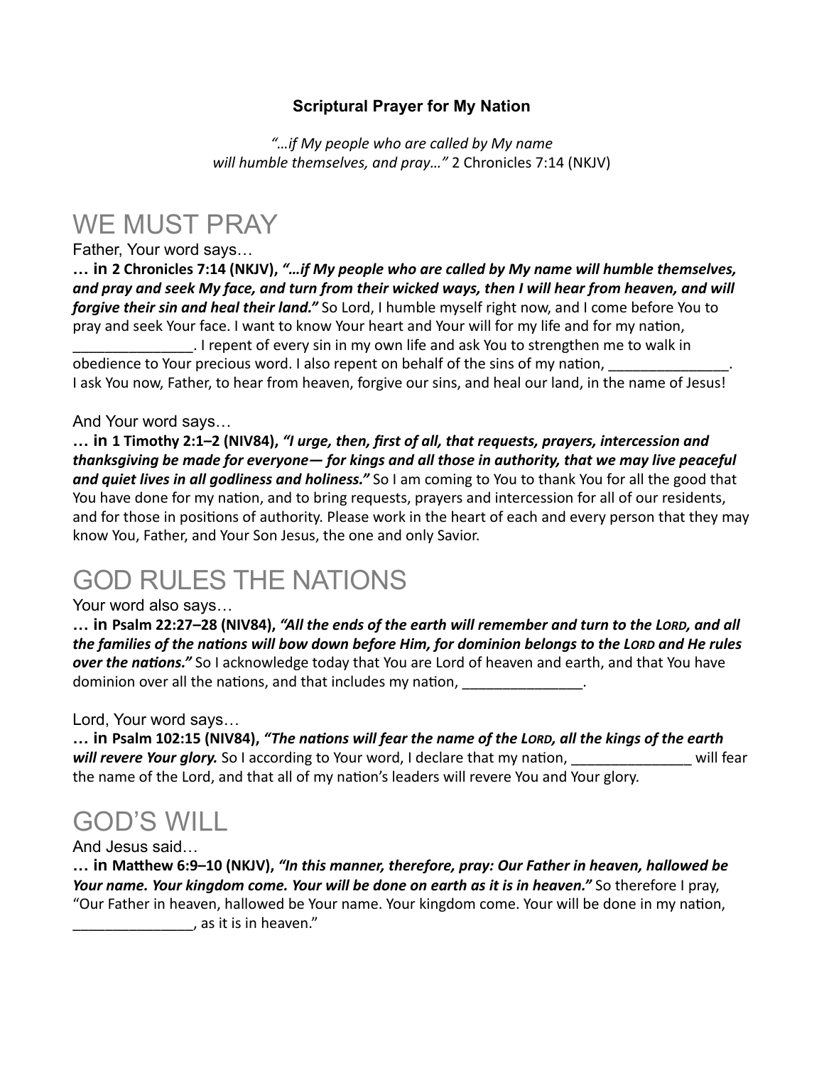**Scriptural Prayer for My Nation**

*"…if My people who are called by My name*
*will humble themselves, and pray…"* 2 Chronicles 7:14 (NKJV)

# WE MUST PRAY

Father, Your word says…

**… in 2 Chronicles 7:14 (NKJV),** ***"…if My people who are called by My name will humble themselves, and pray and seek My face, and turn from their wicked ways, then I will hear from heaven, and will forgive their sin and heal their land."*** So Lord, I humble myself right now, and I come before You to pray and seek Your face. I want to know Your heart and Your will for my life and for my nation, _______________. I repent of every sin in my own life and ask You to strengthen me to walk in obedience to Your precious word. I also repent on behalf of the sins of my nation, _______________. I ask You now, Father, to hear from heaven, forgive our sins, and heal our land, in the name of Jesus!

And Your word says…

**… in 1 Timothy 2:1–2 (NIV84),** ***"I urge, then, first of all, that requests, prayers, intercession and thanksgiving be made for everyone— for kings and all those in authority, that we may live peaceful and quiet lives in all godliness and holiness."*** So I am coming to You to thank You for all the good that You have done for my nation, and to bring requests, prayers and intercession for all of our residents, and for those in positions of authority. Please work in the heart of each and every person that they may know You, Father, and Your Son Jesus, the one and only Savior.

# GOD RULES THE NATIONS

Your word also says…

**… in Psalm 22:27–28 (NIV84),** ***"All the ends of the earth will remember and turn to the LORD, and all the families of the nations will bow down before Him, for dominion belongs to the LORD and He rules over the nations."*** So I acknowledge today that You are Lord of heaven and earth, and that You have dominion over all the nations, and that includes my nation, _______________.

Lord, Your word says…

**… in Psalm 102:15 (NIV84),** ***"The nations will fear the name of the LORD, all the kings of the earth will revere Your glory.*** So I according to Your word, I declare that my nation, _______________ will fear the name of the Lord, and that all of my nation's leaders will revere You and Your glory.

# GOD'S WILL

And Jesus said…

**… in Matthew 6:9–10 (NKJV),** ***"In this manner, therefore, pray: Our Father in heaven, hallowed be Your name. Your kingdom come. Your will be done on earth as it is in heaven."*** So therefore I pray, "Our Father in heaven, hallowed be Your name. Your kingdom come. Your will be done in my nation, _______________, as it is in heaven."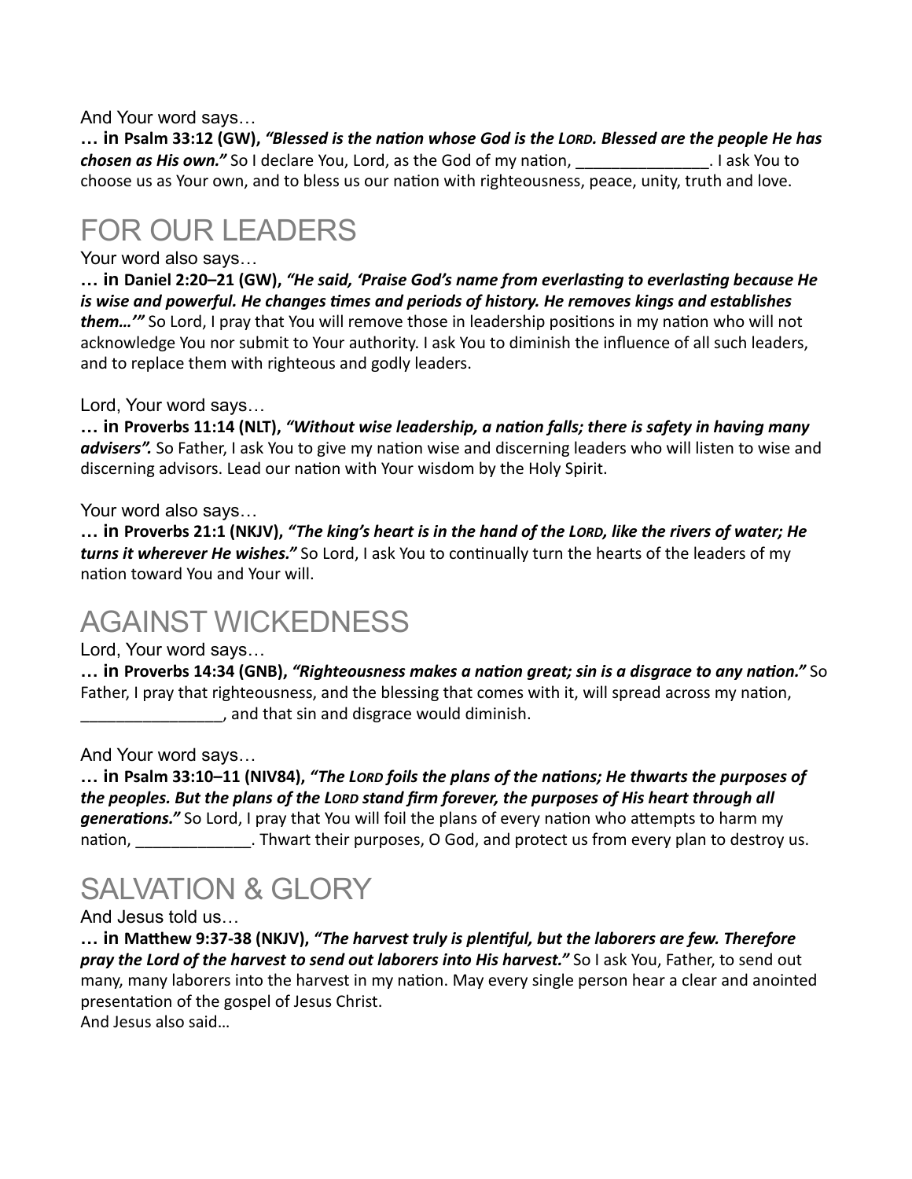And Your word says…

**… in Psalm 33:12 (GW),** ***"Blessed is the nation whose God is the LORD. Blessed are the people He has chosen as His own."*** So I declare You, Lord, as the God of my nation, _______________. I ask You to choose us as Your own, and to bless us our nation with righteousness, peace, unity, truth and love.

# FOR OUR LEADERS

Your word also says…

**… in Daniel 2:20–21 (GW),** ***"He said, 'Praise God's name from everlasting to everlasting because He is wise and powerful. He changes times and periods of history. He removes kings and establishes them…'"*** So Lord, I pray that You will remove those in leadership positions in my nation who will not acknowledge You nor submit to Your authority. I ask You to diminish the influence of all such leaders, and to replace them with righteous and godly leaders.

Lord, Your word says…

**… in Proverbs 11:14 (NLT),** ***"Without wise leadership, a nation falls; there is safety in having many advisers".*** So Father, I ask You to give my nation wise and discerning leaders who will listen to wise and discerning advisors. Lead our nation with Your wisdom by the Holy Spirit.

Your word also says…

**… in Proverbs 21:1 (NKJV),** ***"The king's heart is in the hand of the LORD, like the rivers of water; He turns it wherever He wishes."*** So Lord, I ask You to continually turn the hearts of the leaders of my nation toward You and Your will.

# AGAINST WICKEDNESS

Lord, Your word says…

**… in Proverbs 14:34 (GNB),** ***"Righteousness makes a nation great; sin is a disgrace to any nation."*** So Father, I pray that righteousness, and the blessing that comes with it, will spread across my nation, ________________, and that sin and disgrace would diminish.

And Your word says…

**… in Psalm 33:10–11 (NIV84),** ***"The LORD foils the plans of the nations; He thwarts the purposes of the peoples. But the plans of the LORD stand firm forever, the purposes of His heart through all generations."*** So Lord, I pray that You will foil the plans of every nation who attempts to harm my nation, _____________. Thwart their purposes, O God, and protect us from every plan to destroy us.

# SALVATION & GLORY

And Jesus told us…

**… in Matthew 9:37-38 (NKJV),** ***"The harvest truly is plentiful, but the laborers are few. Therefore pray the Lord of the harvest to send out laborers into His harvest."*** So I ask You, Father, to send out many, many laborers into the harvest in my nation. May every single person hear a clear and anointed presentation of the gospel of Jesus Christ.

And Jesus also said…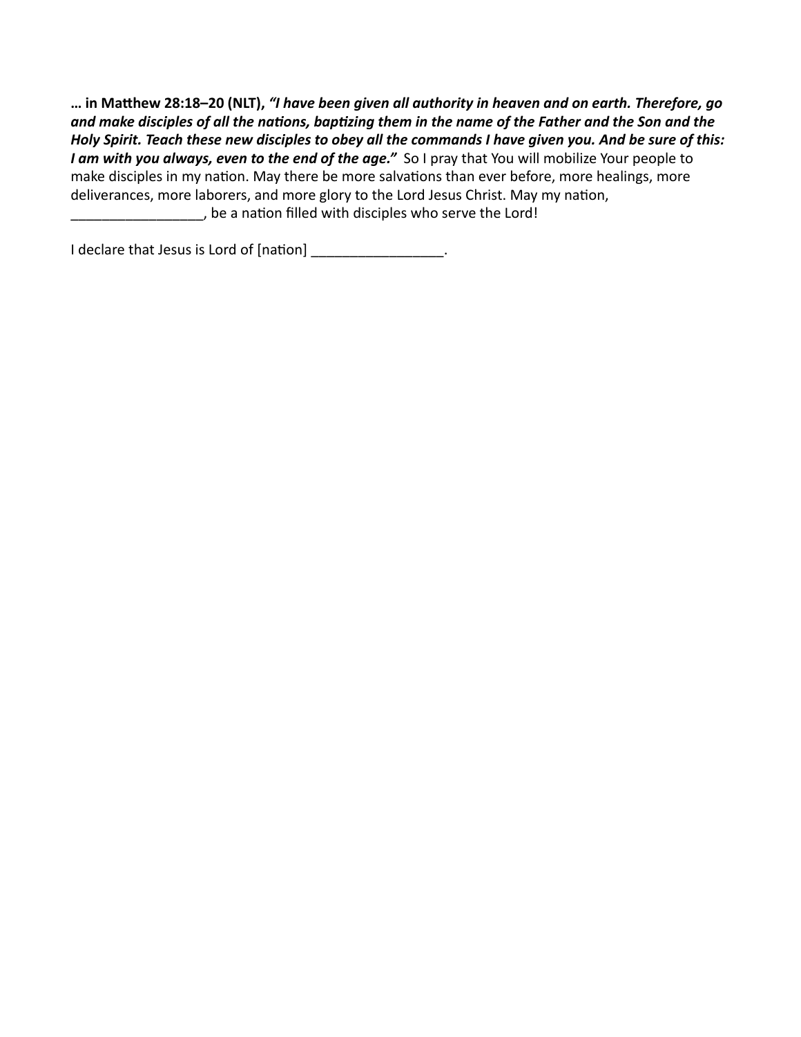**… in Matthew 28:18–20 (NLT),** ***"I have been given all authority in heaven and on earth. Therefore, go and make disciples of all the nations, baptizing them in the name of the Father and the Son and the Holy Spirit. Teach these new disciples to obey all the commands I have given you. And be sure of this: I am with you always, even to the end of the age."*** So I pray that You will mobilize Your people to make disciples in my nation. May there be more salvations than ever before, more healings, more deliverances, more laborers, and more glory to the Lord Jesus Christ. May my nation, _________________, be a nation filled with disciples who serve the Lord!

I declare that Jesus is Lord of [nation] _________________.